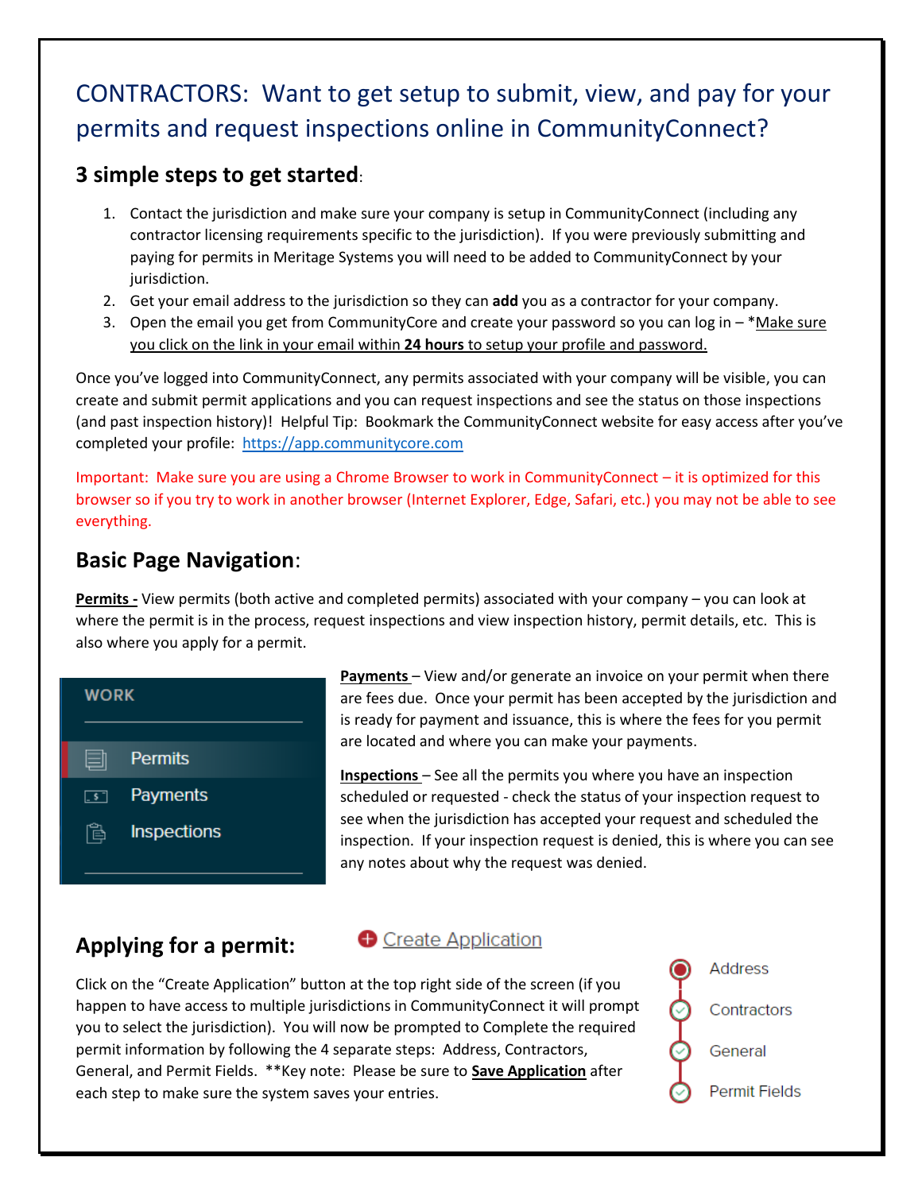# CONTRACTORS: Want to get setup to submit, view, and pay for your permits and request inspections online in CommunityConnect?

## 3 simple steps to get started:

1. Contact the jurisdiction and make sure your company is setup in CommunityConnect (including any contractor licensing requirements specific to the jurisdiction). If you were previously submitting and paying for permits in Meritage Systems you will need to be added to CommunityConnect by your jurisdiction.
2. Get your email address to the jurisdiction so they can **add** you as a contractor for your company.
3. Open the email you get from CommunityCore and create your password so you can log in – *Make sure you click on the link in your email within **24 hours** to setup your profile and password.

Once you've logged into CommunityConnect, any permits associated with your company will be visible, you can create and submit permit applications and you can request inspections and see the status on those inspections (and past inspection history)! Helpful Tip: Bookmark the CommunityConnect website for easy access after you've completed your profile: https://app.communitycore.com

Important: Make sure you are using a Chrome Browser to work in CommunityConnect – it is optimized for this browser so if you try to work in another browser (Internet Explorer, Edge, Safari, etc.) you may not be able to see everything.

## Basic Page Navigation:

**Permits -** View permits (both active and completed permits) associated with your company – you can look at where the permit is in the process, request inspections and view inspection history, permit details, etc. This is also where you apply for a permit.

WORK
- Permits
- Payments
- Inspections

**Payments** – View and/or generate an invoice on your permit when there are fees due. Once your permit has been accepted by the jurisdiction and is ready for payment and issuance, this is where the fees for you permit are located and where you can make your payments.

**Inspections** – See all the permits you where you have an inspection scheduled or requested - check the status of your inspection request to see when the jurisdiction has accepted your request and scheduled the inspection. If your inspection request is denied, this is where you can see any notes about why the request was denied.

## Applying for a permit:

Create Application

Click on the "Create Application" button at the top right side of the screen (if you happen to have access to multiple jurisdictions in CommunityConnect it will prompt you to select the jurisdiction). You will now be prompted to Complete the required permit information by following the 4 separate steps: Address, Contractors, General, and Permit Fields. **Key note: Please be sure to **Save Application** after each step to make sure the system saves your entries.

- Address
- Contractors
- General
- Permit Fields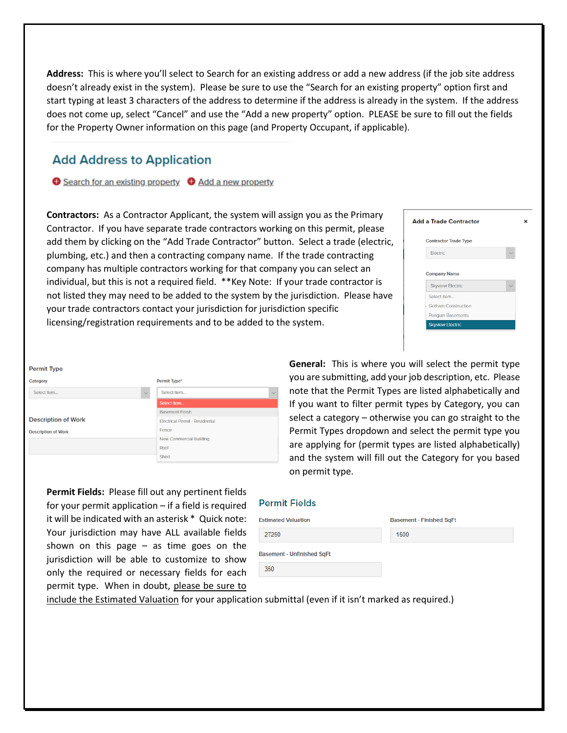**Address:** This is where you'll select to Search for an existing address or add a new address (if the job site address doesn't already exist in the system). Please be sure to use the "Search for an existing property" option first and start typing at least 3 characters of the address to determine if the address is already in the system. If the address does not come up, select "Cancel" and use the "Add a new property" option. PLEASE be sure to fill out the fields for the Property Owner information on this page (and Property Occupant, if applicable).

## Add Address to Application

Search for an existing property   Add a new property

**Contractors:** As a Contractor Applicant, the system will assign you as the Primary Contractor. If you have separate trade contractors working on this permit, please add them by clicking on the "Add Trade Contractor" button. Select a trade (electric, plumbing, etc.) and then a contracting company name. If the trade contracting company has multiple contractors working for that company you can select an individual, but this is not a required field. **Key Note: If your trade contractor is not listed they may need to be added to the system by the jurisdiction. Please have your trade contractors contact your jurisdiction for jurisdiction specific licensing/registration requirements and to be added to the system.

**Add a Trade Contractor** ×

Contractor Trade Type: Electric

Company Name: Skyview Electric

- Select item...
- Gotham Construction
- Penguin Basements
- Skyview Electric

**General:** This is where you will select the permit type you are submitting, add your job description, etc. Please note that the Permit Types are listed alphabetically and If you want to filter permit types by Category, you can select a category – otherwise you can go straight to the Permit Types dropdown and select the permit type you are applying for (permit types are listed alphabetically) and the system will fill out the Category for you based on permit type.

Permit Type

Category: Select item...

Permit Type*: Select item...

- Select item...
- Basement Finish
- Electrical Permit - Residential
- Fence
- New Commercial Building
- Roof
- Shed

Description of Work

Description of Work

**Permit Fields:** Please fill out any pertinent fields for your permit application – if a field is required it will be indicated with an asterisk * Quick note: Your jurisdiction may have ALL available fields shown on this page – as time goes on the jurisdiction will be able to customize to show only the required or necessary fields for each permit type. When in doubt, please be sure to include the Estimated Valuation for your application submittal (even if it isn't marked as required.)

Permit Fields

| Estimated Valuation | Basement - Finished SqFt |
| --- | --- |
| 27250 | 1500 |
| **Basement - Unfinished SqFt** | |
| 350 | |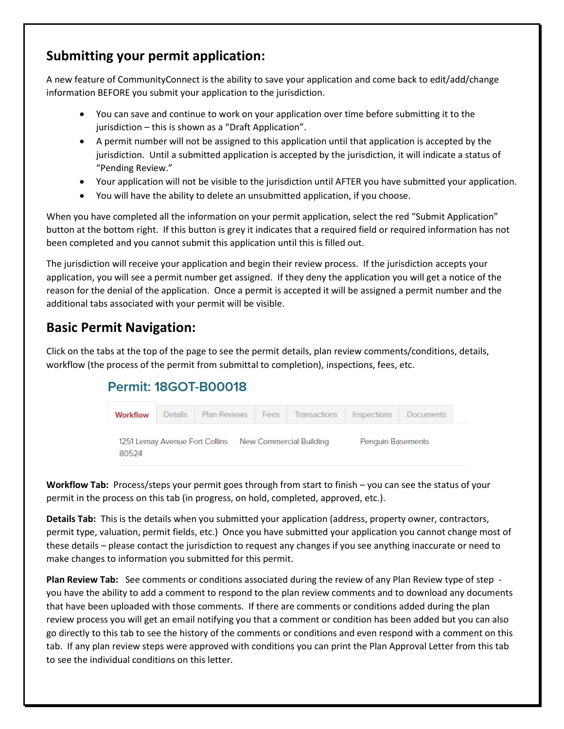## Submitting your permit application:

A new feature of CommunityConnect is the ability to save your application and come back to edit/add/change information BEFORE you submit your application to the jurisdiction.

- You can save and continue to work on your application over time before submitting it to the jurisdiction – this is shown as a "Draft Application".
- A permit number will not be assigned to this application until that application is accepted by the jurisdiction. Until a submitted application is accepted by the jurisdiction, it will indicate a status of "Pending Review."
- Your application will not be visible to the jurisdiction until AFTER you have submitted your application.
- You will have the ability to delete an unsubmitted application, if you choose.

When you have completed all the information on your permit application, select the red "Submit Application" button at the bottom right. If this button is grey it indicates that a required field or required information has not been completed and you cannot submit this application until this is filled out.

The jurisdiction will receive your application and begin their review process. If the jurisdiction accepts your application, you will see a permit number get assigned. If they deny the application you will get a notice of the reason for the denial of the application. Once a permit is accepted it will be assigned a permit number and the additional tabs associated with your permit will be visible.

## Basic Permit Navigation:

Click on the tabs at the top of the page to see the permit details, plan review comments/conditions, details, workflow (the process of the permit from submittal to completion), inspections, fees, etc.

### Permit: 18GOT-B00018

| Workflow | Details | Plan Reviews | Fees | Transactions | Inspections | Documents |
|---|---|---|---|---|---|---|

1251 Lemay Avenue Fort Collins 80524 New Commercial Building Penguin Basements

**Workflow Tab:** Process/steps your permit goes through from start to finish – you can see the status of your permit in the process on this tab (in progress, on hold, completed, approved, etc.).

**Details Tab:** This is the details when you submitted your application (address, property owner, contractors, permit type, valuation, permit fields, etc.) Once you have submitted your application you cannot change most of these details – please contact the jurisdiction to request any changes if you see anything inaccurate or need to make changes to information you submitted for this permit.

**Plan Review Tab:** See comments or conditions associated during the review of any Plan Review type of step - you have the ability to add a comment to respond to the plan review comments and to download any documents that have been uploaded with those comments. If there are comments or conditions added during the plan review process you will get an email notifying you that a comment or condition has been added but you can also go directly to this tab to see the history of the comments or conditions and even respond with a comment on this tab. If any plan review steps were approved with conditions you can print the Plan Approval Letter from this tab to see the individual conditions on this letter.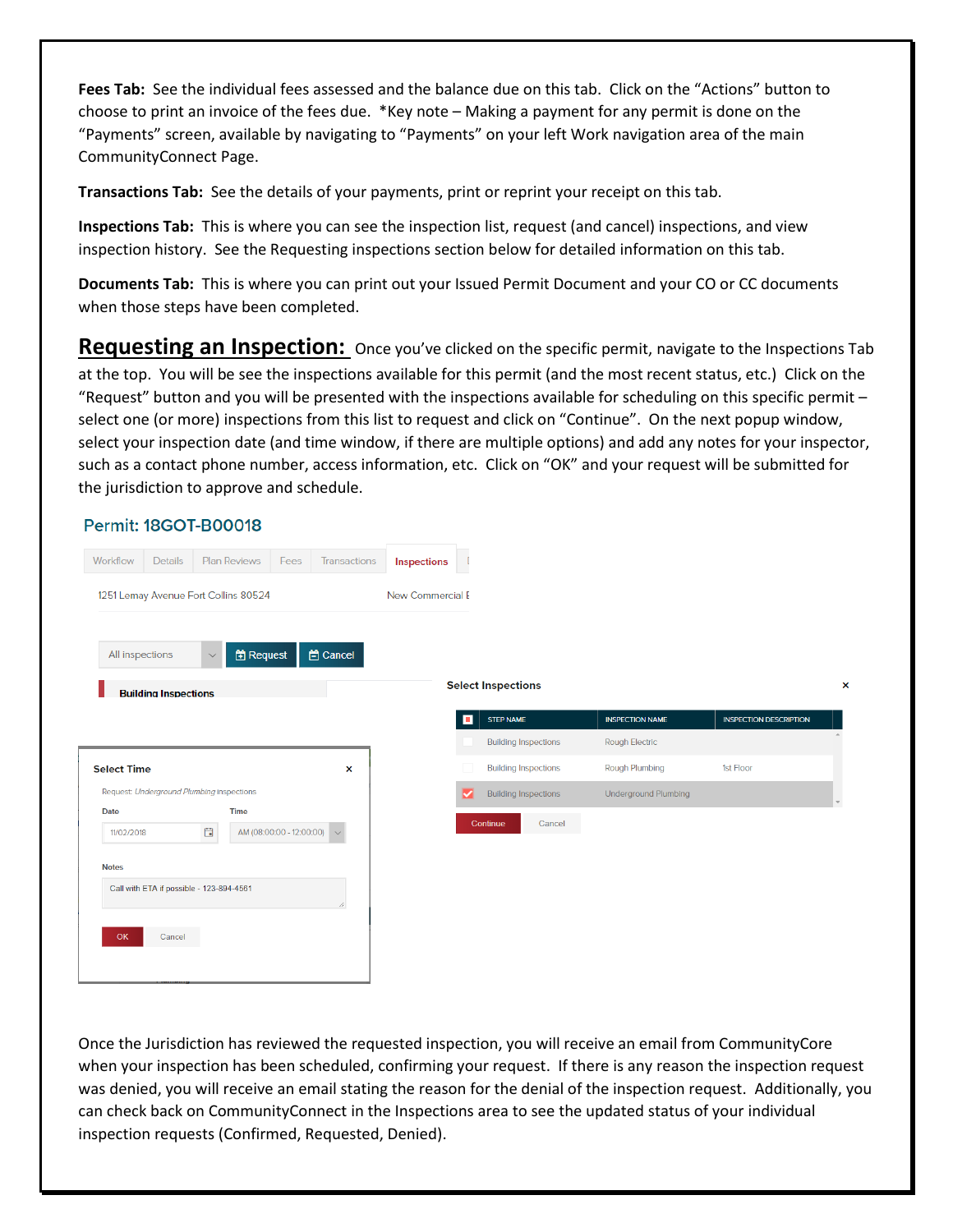**Fees Tab:** See the individual fees assessed and the balance due on this tab. Click on the "Actions" button to choose to print an invoice of the fees due. *Key note – Making a payment for any permit is done on the "Payments" screen, available by navigating to "Payments" on your left Work navigation area of the main CommunityConnect Page.

**Transactions Tab:** See the details of your payments, print or reprint your receipt on this tab.

**Inspections Tab:** This is where you can see the inspection list, request (and cancel) inspections, and view inspection history. See the Requesting inspections section below for detailed information on this tab.

**Documents Tab:** This is where you can print out your Issued Permit Document and your CO or CC documents when those steps have been completed.

## Requesting an Inspection:

Once you've clicked on the specific permit, navigate to the Inspections Tab at the top. You will be see the inspections available for this permit (and the most recent status, etc.) Click on the "Request" button and you will be presented with the inspections available for scheduling on this specific permit – select one (or more) inspections from this list to request and click on "Continue". On the next popup window, select your inspection date (and time window, if there are multiple options) and add any notes for your inspector, such as a contact phone number, access information, etc. Click on "OK" and your request will be submitted for the jurisdiction to approve and schedule.

Once the Jurisdiction has reviewed the requested inspection, you will receive an email from CommunityCore when your inspection has been scheduled, confirming your request. If there is any reason the inspection request was denied, you will receive an email stating the reason for the denial of the inspection request. Additionally, you can check back on CommunityConnect in the Inspections area to see the updated status of your individual inspection requests (Confirmed, Requested, Denied).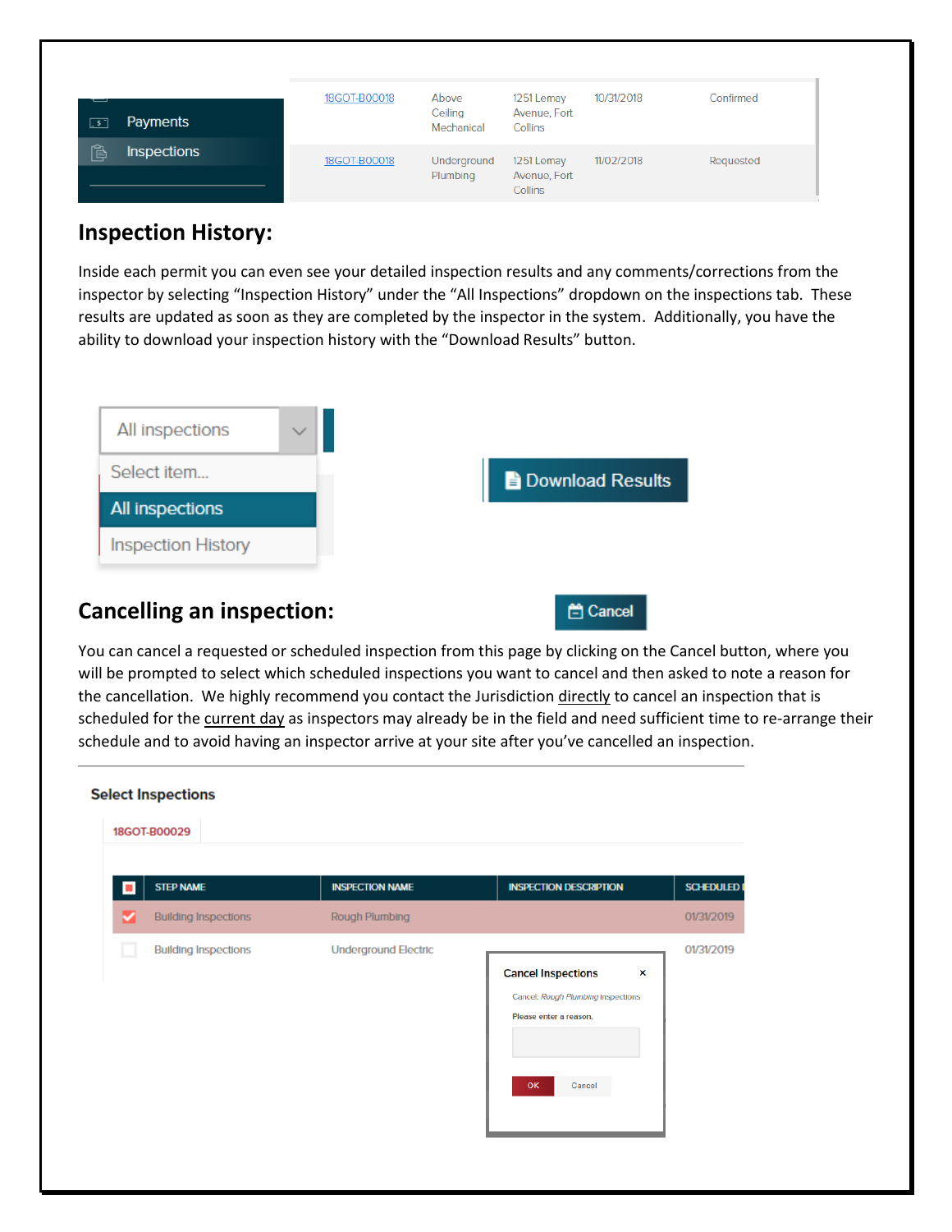## Inspection History:

Inside each permit you can even see your detailed inspection results and any comments/corrections from the inspector by selecting "Inspection History" under the "All Inspections" dropdown on the inspections tab. These results are updated as soon as they are completed by the inspector in the system. Additionally, you have the ability to download your inspection history with the "Download Results" button.

## Cancelling an inspection:

You can cancel a requested or scheduled inspection from this page by clicking on the Cancel button, where you will be prompted to select which scheduled inspections you want to cancel and then asked to note a reason for the cancellation. We highly recommend you contact the Jurisdiction directly to cancel an inspection that is scheduled for the current day as inspectors may already be in the field and need sufficient time to re-arrange their schedule and to avoid having an inspector arrive at your site after you've cancelled an inspection.